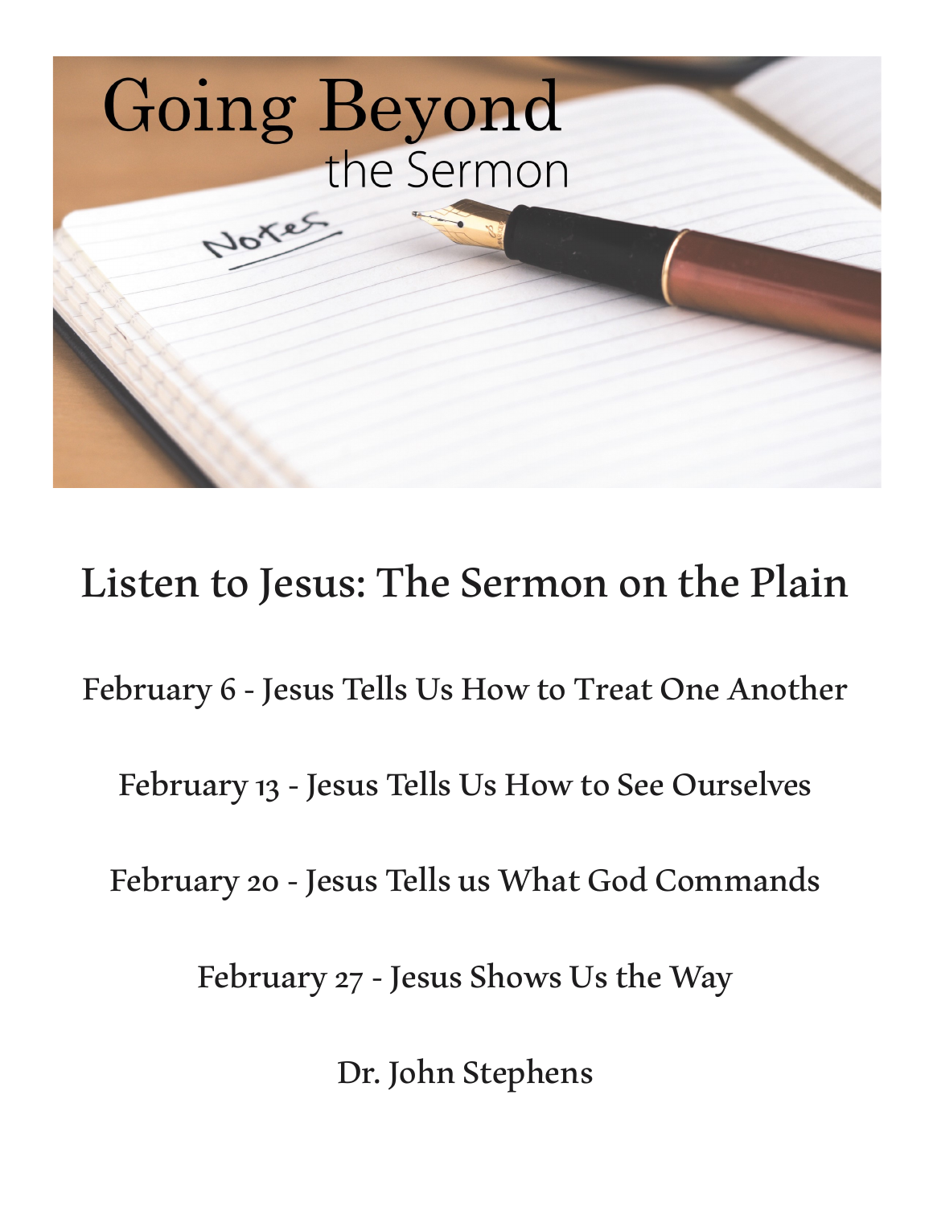# Going Beyond the Sermon

## Listen to Jesus: The Sermon on the Plain

February 6 - Jesus Tells Us How to Treat One Another

February 13 - Jesus Tells Us How to See Ourselves

February 20 - Jesus Tells us What God Commands

February 27 - Jesus Shows Us the Way

Dr. John Stephens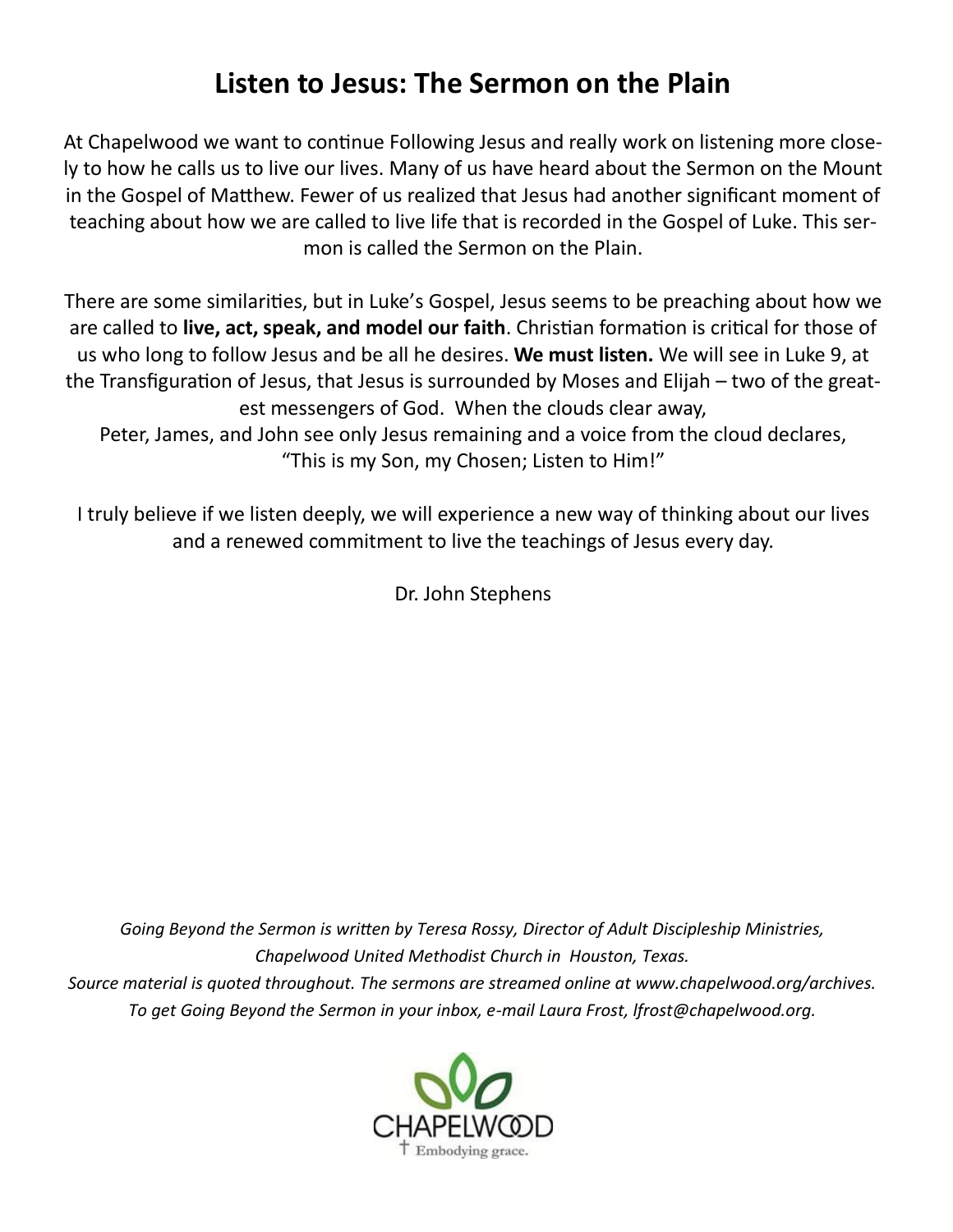# Listen to Jesus: The Sermon on the Plain

At Chapelwood we want to continue Following Jesus and really work on listening more closely to how he calls us to live our lives. Many of us have heard about the Sermon on the Mount in the Gospel of Matthew. Fewer of us realized that Jesus had another significant moment of teaching about how we are called to live life that is recorded in the Gospel of Luke. This sermon is called the Sermon on the Plain.

There are some similarities, but in Luke's Gospel, Jesus seems to be preaching about how we are called to **live, act, speak, and model our faith**. Christian formation is critical for those of us who long to follow Jesus and be all he desires. **We must listen.** We will see in Luke 9, at the Transfiguration of Jesus, that Jesus is surrounded by Moses and Elijah – two of the greatest messengers of God. When the clouds clear away, Peter, James, and John see only Jesus remaining and a voice from the cloud declares, "This is my Son, my Chosen; Listen to Him!"

I truly believe if we listen deeply, we will experience a new way of thinking about our lives and a renewed commitment to live the teachings of Jesus every day.

Dr. John Stephens

*Going Beyond the Sermon is written by Teresa Rossy, Director of Adult Discipleship Ministries, Chapelwood United Methodist Church in Houston, Texas.*
*Source material is quoted throughout. The sermons are streamed online at www.chapelwood.org/archives.*
*To get Going Beyond the Sermon in your inbox, e-mail Laura Frost, lfrost@chapelwood.org.*

CHAPELWOOD
Embodying grace.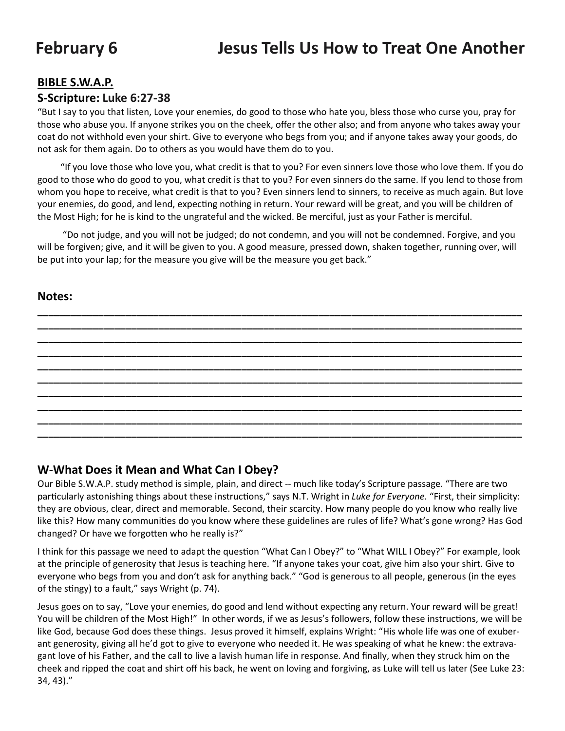# February 6 Jesus Tells Us How to Treat One Another

## BIBLE S.W.A.P.

### S-Scripture: Luke 6:27-38

"But I say to you that listen, Love your enemies, do good to those who hate you, bless those who curse you, pray for those who abuse you. If anyone strikes you on the cheek, offer the other also; and from anyone who takes away your coat do not withhold even your shirt. Give to everyone who begs from you; and if anyone takes away your goods, do not ask for them again. Do to others as you would have them do to you.

"If you love those who love you, what credit is that to you? For even sinners love those who love them. If you do good to those who do good to you, what credit is that to you? For even sinners do the same. If you lend to those from whom you hope to receive, what credit is that to you? Even sinners lend to sinners, to receive as much again. But love your enemies, do good, and lend, expecting nothing in return. Your reward will be great, and you will be children of the Most High; for he is kind to the ungrateful and the wicked. Be merciful, just as your Father is merciful.

"Do not judge, and you will not be judged; do not condemn, and you will not be condemned. Forgive, and you will be forgiven; give, and it will be given to you. A good measure, pressed down, shaken together, running over, will be put into your lap; for the measure you give will be the measure you get back."

### Notes:

______________________________________________________________________________

______________________________________________________________________________

______________________________________________________________________________

______________________________________________________________________________

______________________________________________________________________________

______________________________________________________________________________

______________________________________________________________________________

______________________________________________________________________________

______________________________________________________________________________

______________________________________________________________________________

### W-What Does it Mean and What Can I Obey?

Our Bible S.W.A.P. study method is simple, plain, and direct -- much like today's Scripture passage. "There are two particularly astonishing things about these instructions," says N.T. Wright in *Luke for Everyone.* "First, their simplicity: they are obvious, clear, direct and memorable. Second, their scarcity. How many people do you know who really live like this? How many communities do you know where these guidelines are rules of life? What's gone wrong? Has God changed? Or have we forgotten who he really is?"

I think for this passage we need to adapt the question "What Can I Obey?" to "What WILL I Obey?" For example, look at the principle of generosity that Jesus is teaching here. "If anyone takes your coat, give him also your shirt. Give to everyone who begs from you and don't ask for anything back." "God is generous to all people, generous (in the eyes of the stingy) to a fault," says Wright (p. 74).

Jesus goes on to say, "Love your enemies, do good and lend without expecting any return. Your reward will be great! You will be children of the Most High!" In other words, if we as Jesus's followers, follow these instructions, we will be like God, because God does these things. Jesus proved it himself, explains Wright: "His whole life was one of exuberant generosity, giving all he'd got to give to everyone who needed it. He was speaking of what he knew: the extravagant love of his Father, and the call to live a lavish human life in response. And finally, when they struck him on the cheek and ripped the coat and shirt off his back, he went on loving and forgiving, as Luke will tell us later (See Luke 23: 34, 43)."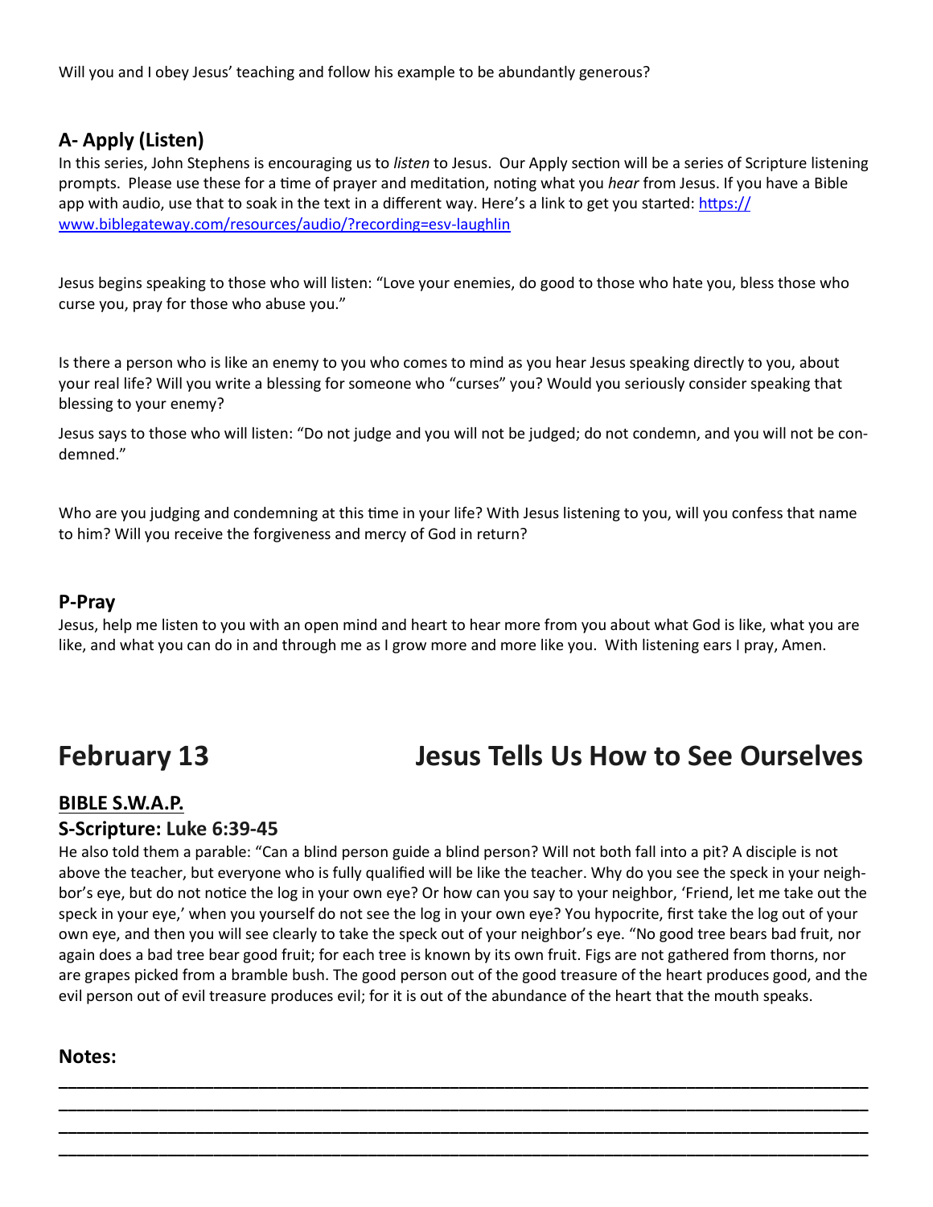Will you and I obey Jesus' teaching and follow his example to be abundantly generous?

### A- Apply (Listen)

In this series, John Stephens is encouraging us to *listen* to Jesus. Our Apply section will be a series of Scripture listening prompts. Please use these for a time of prayer and meditation, noting what you *hear* from Jesus. If you have a Bible app with audio, use that to soak in the text in a different way. Here's a link to get you started: [https://www.biblegateway.com/resources/audio/?recording=esv-laughlin](https://www.biblegateway.com/resources/audio/?recording=esv-laughlin)

Jesus begins speaking to those who will listen: "Love your enemies, do good to those who hate you, bless those who curse you, pray for those who abuse you."

Is there a person who is like an enemy to you who comes to mind as you hear Jesus speaking directly to you, about your real life? Will you write a blessing for someone who "curses" you? Would you seriously consider speaking that blessing to your enemy?

Jesus says to those who will listen: "Do not judge and you will not be judged; do not condemn, and you will not be condemned."

Who are you judging and condemning at this time in your life? With Jesus listening to you, will you confess that name to him? Will you receive the forgiveness and mercy of God in return?

### P-Pray

Jesus, help me listen to you with an open mind and heart to hear more from you about what God is like, what you are like, and what you can do in and through me as I grow more and more like you. With listening ears I pray, Amen.

# February 13 — Jesus Tells Us How to See Ourselves

**BIBLE S.W.A.P.**

### S-Scripture: Luke 6:39-45

He also told them a parable: "Can a blind person guide a blind person? Will not both fall into a pit? A disciple is not above the teacher, but everyone who is fully qualified will be like the teacher. Why do you see the speck in your neighbor's eye, but do not notice the log in your own eye? Or how can you say to your neighbor, 'Friend, let me take out the speck in your eye,' when you yourself do not see the log in your own eye? You hypocrite, first take the log out of your own eye, and then you will see clearly to take the speck out of your neighbor's eye. "No good tree bears bad fruit, nor again does a bad tree bear good fruit; for each tree is known by its own fruit. Figs are not gathered from thorns, nor are grapes picked from a bramble bush. The good person out of the good treasure of the heart produces good, and the evil person out of evil treasure produces evil; for it is out of the abundance of the heart that the mouth speaks.

### Notes:

______________________________________________________________________________

______________________________________________________________________________

______________________________________________________________________________

______________________________________________________________________________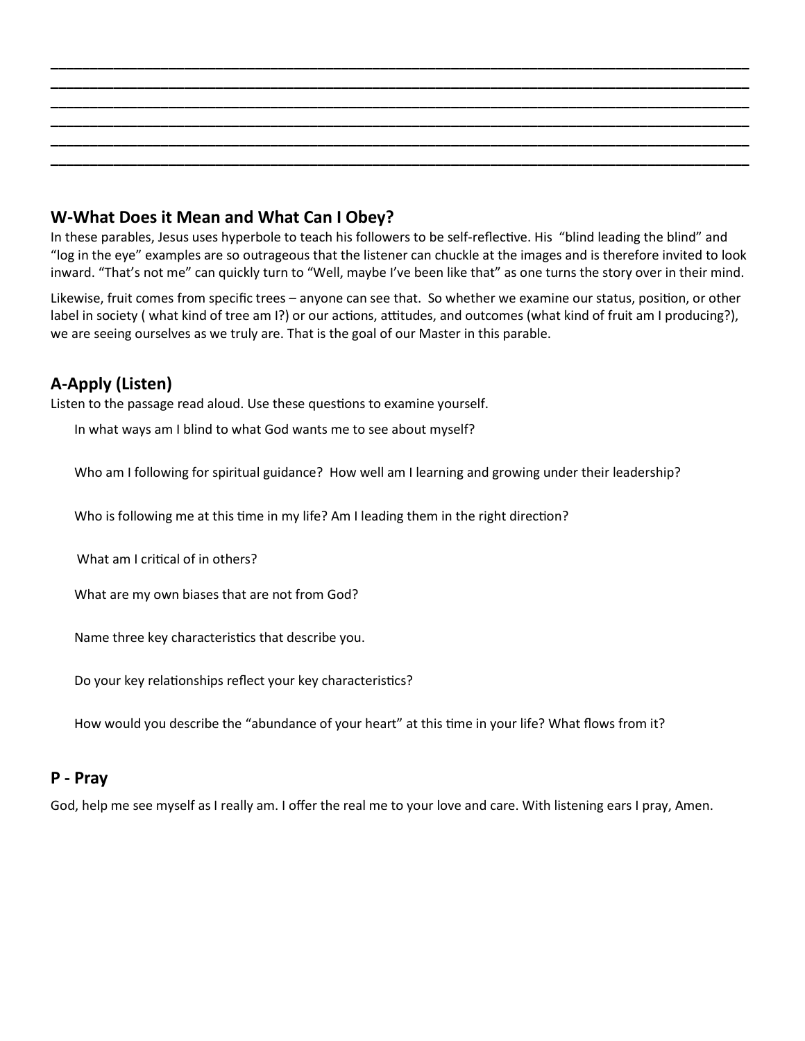\_\_\_\_\_\_\_\_\_\_\_\_\_\_\_\_\_\_\_\_\_\_\_\_\_\_\_\_\_\_\_\_\_\_\_\_\_\_\_\_\_\_\_\_\_\_\_\_\_\_\_\_\_\_\_\_\_\_\_\_\_\_\_\_\_\_\_\_\_\_\_\_\_\_\_\_\_\_

\_\_\_\_\_\_\_\_\_\_\_\_\_\_\_\_\_\_\_\_\_\_\_\_\_\_\_\_\_\_\_\_\_\_\_\_\_\_\_\_\_\_\_\_\_\_\_\_\_\_\_\_\_\_\_\_\_\_\_\_\_\_\_\_\_\_\_\_\_\_\_\_\_\_\_\_\_\_

\_\_\_\_\_\_\_\_\_\_\_\_\_\_\_\_\_\_\_\_\_\_\_\_\_\_\_\_\_\_\_\_\_\_\_\_\_\_\_\_\_\_\_\_\_\_\_\_\_\_\_\_\_\_\_\_\_\_\_\_\_\_\_\_\_\_\_\_\_\_\_\_\_\_\_\_\_\_

\_\_\_\_\_\_\_\_\_\_\_\_\_\_\_\_\_\_\_\_\_\_\_\_\_\_\_\_\_\_\_\_\_\_\_\_\_\_\_\_\_\_\_\_\_\_\_\_\_\_\_\_\_\_\_\_\_\_\_\_\_\_\_\_\_\_\_\_\_\_\_\_\_\_\_\_\_\_

\_\_\_\_\_\_\_\_\_\_\_\_\_\_\_\_\_\_\_\_\_\_\_\_\_\_\_\_\_\_\_\_\_\_\_\_\_\_\_\_\_\_\_\_\_\_\_\_\_\_\_\_\_\_\_\_\_\_\_\_\_\_\_\_\_\_\_\_\_\_\_\_\_\_\_\_\_\_

\_\_\_\_\_\_\_\_\_\_\_\_\_\_\_\_\_\_\_\_\_\_\_\_\_\_\_\_\_\_\_\_\_\_\_\_\_\_\_\_\_\_\_\_\_\_\_\_\_\_\_\_\_\_\_\_\_\_\_\_\_\_\_\_\_\_\_\_\_\_\_\_\_\_\_\_\_\_

## W-What Does it Mean and What Can I Obey?

In these parables, Jesus uses hyperbole to teach his followers to be self-reflective. His "blind leading the blind" and "log in the eye" examples are so outrageous that the listener can chuckle at the images and is therefore invited to look inward. "That's not me" can quickly turn to "Well, maybe I've been like that" as one turns the story over in their mind.

Likewise, fruit comes from specific trees – anyone can see that. So whether we examine our status, position, or other label in society ( what kind of tree am I?) or our actions, attitudes, and outcomes (what kind of fruit am I producing?), we are seeing ourselves as we truly are. That is the goal of our Master in this parable.

## A-Apply (Listen)

Listen to the passage read aloud. Use these questions to examine yourself.

In what ways am I blind to what God wants me to see about myself?

Who am I following for spiritual guidance? How well am I learning and growing under their leadership?

Who is following me at this time in my life? Am I leading them in the right direction?

What am I critical of in others?

What are my own biases that are not from God?

Name three key characteristics that describe you.

Do your key relationships reflect your key characteristics?

How would you describe the "abundance of your heart" at this time in your life? What flows from it?

## P - Pray

God, help me see myself as I really am. I offer the real me to your love and care. With listening ears I pray, Amen.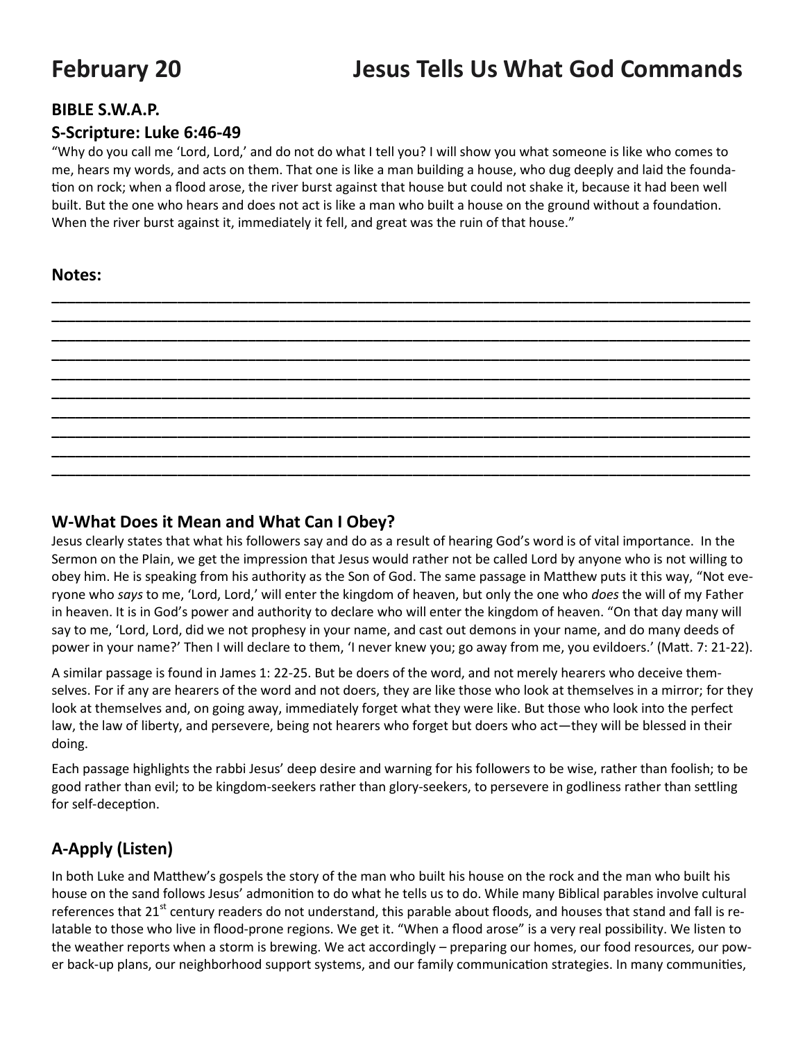# February 20 Jesus Tells Us What God Commands

### BIBLE S.W.A.P.

### S-Scripture: Luke 6:46-49

"Why do you call me 'Lord, Lord,' and do not do what I tell you? I will show you what someone is like who comes to me, hears my words, and acts on them. That one is like a man building a house, who dug deeply and laid the foundation on rock; when a flood arose, the river burst against that house but could not shake it, because it had been well built. But the one who hears and does not act is like a man who built a house on the ground without a foundation. When the river burst against it, immediately it fell, and great was the ruin of that house."

### Notes:

______________________________________________________________________________

______________________________________________________________________________

______________________________________________________________________________

______________________________________________________________________________

______________________________________________________________________________

______________________________________________________________________________

______________________________________________________________________________

______________________________________________________________________________

______________________________________________________________________________

______________________________________________________________________________

### W-What Does it Mean and What Can I Obey?

Jesus clearly states that what his followers say and do as a result of hearing God's word is of vital importance. In the Sermon on the Plain, we get the impression that Jesus would rather not be called Lord by anyone who is not willing to obey him. He is speaking from his authority as the Son of God. The same passage in Matthew puts it this way, "Not everyone who *says* to me, 'Lord, Lord,' will enter the kingdom of heaven, but only the one who *does* the will of my Father in heaven. It is in God's power and authority to declare who will enter the kingdom of heaven. "On that day many will say to me, 'Lord, Lord, did we not prophesy in your name, and cast out demons in your name, and do many deeds of power in your name?' Then I will declare to them, 'I never knew you; go away from me, you evildoers.' (Matt. 7: 21-22).

A similar passage is found in James 1: 22-25. But be doers of the word, and not merely hearers who deceive themselves. For if any are hearers of the word and not doers, they are like those who look at themselves in a mirror; for they look at themselves and, on going away, immediately forget what they were like. But those who look into the perfect law, the law of liberty, and persevere, being not hearers who forget but doers who act—they will be blessed in their doing.

Each passage highlights the rabbi Jesus' deep desire and warning for his followers to be wise, rather than foolish; to be good rather than evil; to be kingdom-seekers rather than glory-seekers, to persevere in godliness rather than settling for self-deception.

### A-Apply (Listen)

In both Luke and Matthew's gospels the story of the man who built his house on the rock and the man who built his house on the sand follows Jesus' admonition to do what he tells us to do. While many Biblical parables involve cultural references that 21st century readers do not understand, this parable about floods, and houses that stand and fall is relatable to those who live in flood-prone regions. We get it. "When a flood arose" is a very real possibility. We listen to the weather reports when a storm is brewing. We act accordingly – preparing our homes, our food resources, our power back-up plans, our neighborhood support systems, and our family communication strategies. In many communities,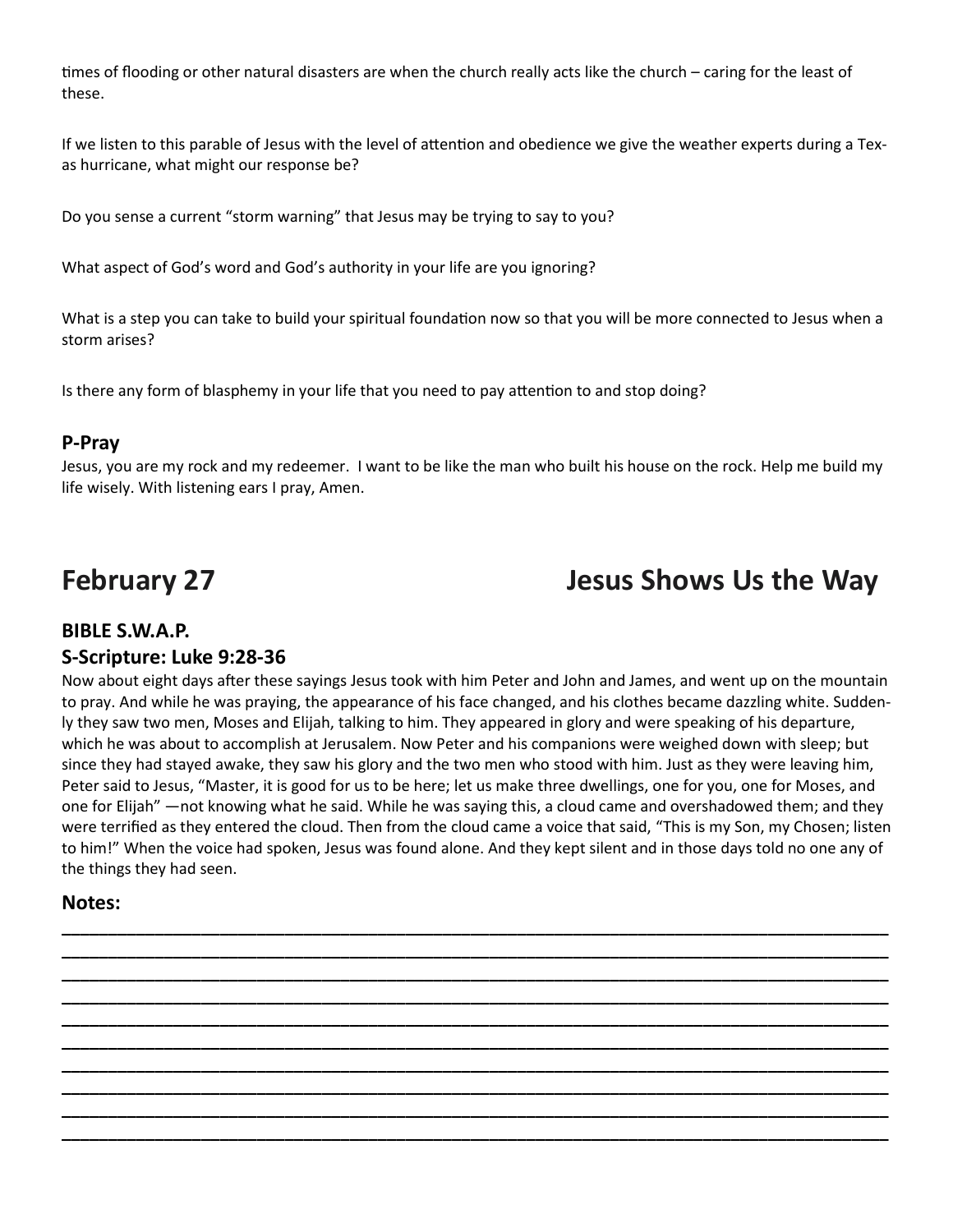times of flooding or other natural disasters are when the church really acts like the church – caring for the least of these.

If we listen to this parable of Jesus with the level of attention and obedience we give the weather experts during a Texas hurricane, what might our response be?

Do you sense a current "storm warning" that Jesus may be trying to say to you?

What aspect of God's word and God's authority in your life are you ignoring?

What is a step you can take to build your spiritual foundation now so that you will be more connected to Jesus when a storm arises?

Is there any form of blasphemy in your life that you need to pay attention to and stop doing?

### P-Pray

Jesus, you are my rock and my redeemer. I want to be like the man who built his house on the rock. Help me build my life wisely. With listening ears I pray, Amen.

## February 27 — Jesus Shows Us the Way

### BIBLE S.W.A.P.

### S-Scripture: Luke 9:28-36

Now about eight days after these sayings Jesus took with him Peter and John and James, and went up on the mountain to pray. And while he was praying, the appearance of his face changed, and his clothes became dazzling white. Suddenly they saw two men, Moses and Elijah, talking to him. They appeared in glory and were speaking of his departure, which he was about to accomplish at Jerusalem. Now Peter and his companions were weighed down with sleep; but since they had stayed awake, they saw his glory and the two men who stood with him. Just as they were leaving him, Peter said to Jesus, "Master, it is good for us to be here; let us make three dwellings, one for you, one for Moses, and one for Elijah" —not knowing what he said. While he was saying this, a cloud came and overshadowed them; and they were terrified as they entered the cloud. Then from the cloud came a voice that said, "This is my Son, my Chosen; listen to him!" When the voice had spoken, Jesus was found alone. And they kept silent and in those days told no one any of the things they had seen.

### Notes:

______________________________________________________________________________

______________________________________________________________________________

______________________________________________________________________________

______________________________________________________________________________

______________________________________________________________________________

______________________________________________________________________________

______________________________________________________________________________

______________________________________________________________________________

______________________________________________________________________________

______________________________________________________________________________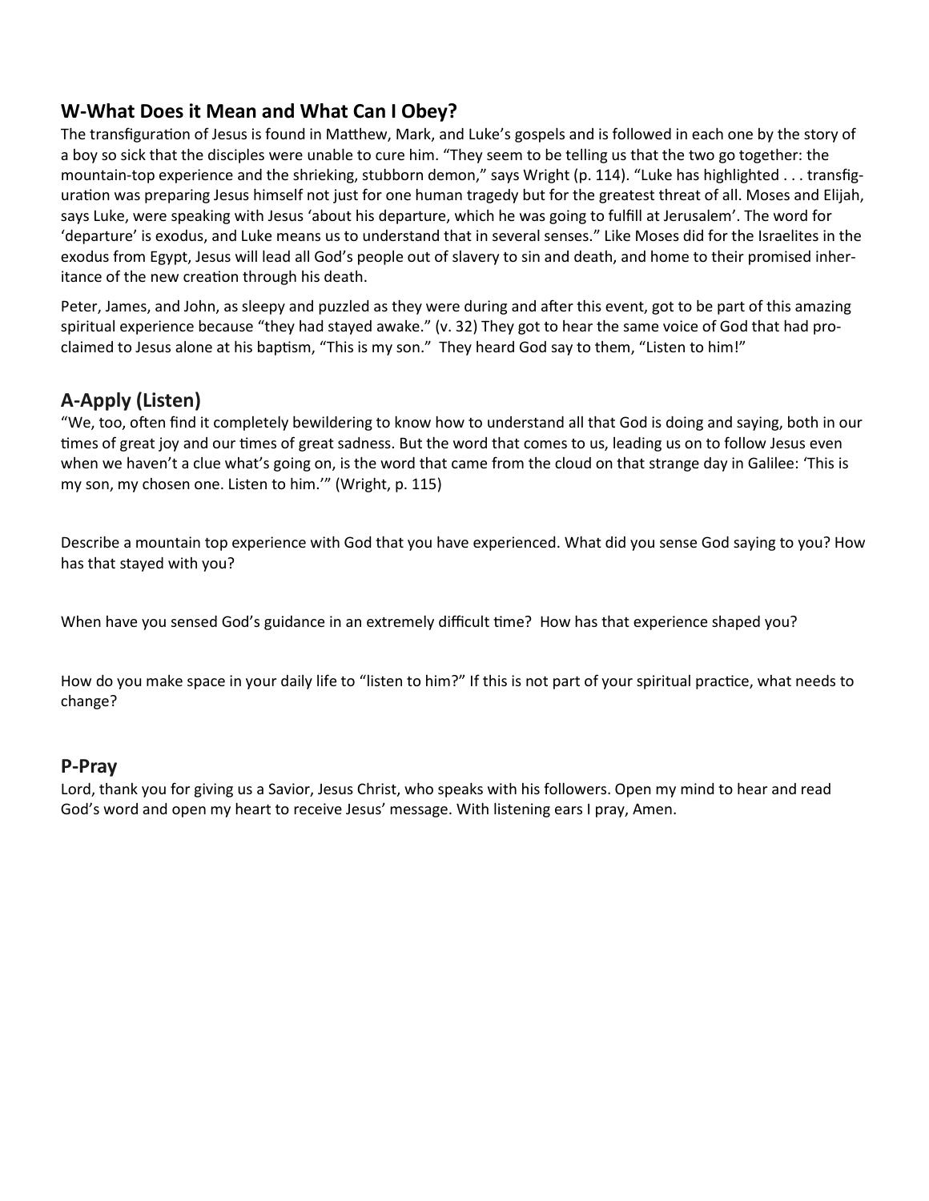## W-What Does it Mean and What Can I Obey?

The transfiguration of Jesus is found in Matthew, Mark, and Luke's gospels and is followed in each one by the story of a boy so sick that the disciples were unable to cure him. "They seem to be telling us that the two go together: the mountain-top experience and the shrieking, stubborn demon," says Wright (p. 114). "Luke has highlighted . . . transfiguration was preparing Jesus himself not just for one human tragedy but for the greatest threat of all. Moses and Elijah, says Luke, were speaking with Jesus 'about his departure, which he was going to fulfill at Jerusalem'. The word for 'departure' is exodus, and Luke means us to understand that in several senses." Like Moses did for the Israelites in the exodus from Egypt, Jesus will lead all God's people out of slavery to sin and death, and home to their promised inheritance of the new creation through his death.

Peter, James, and John, as sleepy and puzzled as they were during and after this event, got to be part of this amazing spiritual experience because "they had stayed awake." (v. 32) They got to hear the same voice of God that had proclaimed to Jesus alone at his baptism, "This is my son." They heard God say to them, "Listen to him!"

## A-Apply (Listen)

"We, too, often find it completely bewildering to know how to understand all that God is doing and saying, both in our times of great joy and our times of great sadness. But the word that comes to us, leading us on to follow Jesus even when we haven't a clue what's going on, is the word that came from the cloud on that strange day in Galilee: 'This is my son, my chosen one. Listen to him.'" (Wright, p. 115)

Describe a mountain top experience with God that you have experienced. What did you sense God saying to you? How has that stayed with you?

When have you sensed God's guidance in an extremely difficult time? How has that experience shaped you?

How do you make space in your daily life to "listen to him?" If this is not part of your spiritual practice, what needs to change?

## P-Pray

Lord, thank you for giving us a Savior, Jesus Christ, who speaks with his followers. Open my mind to hear and read God's word and open my heart to receive Jesus' message. With listening ears I pray, Amen.